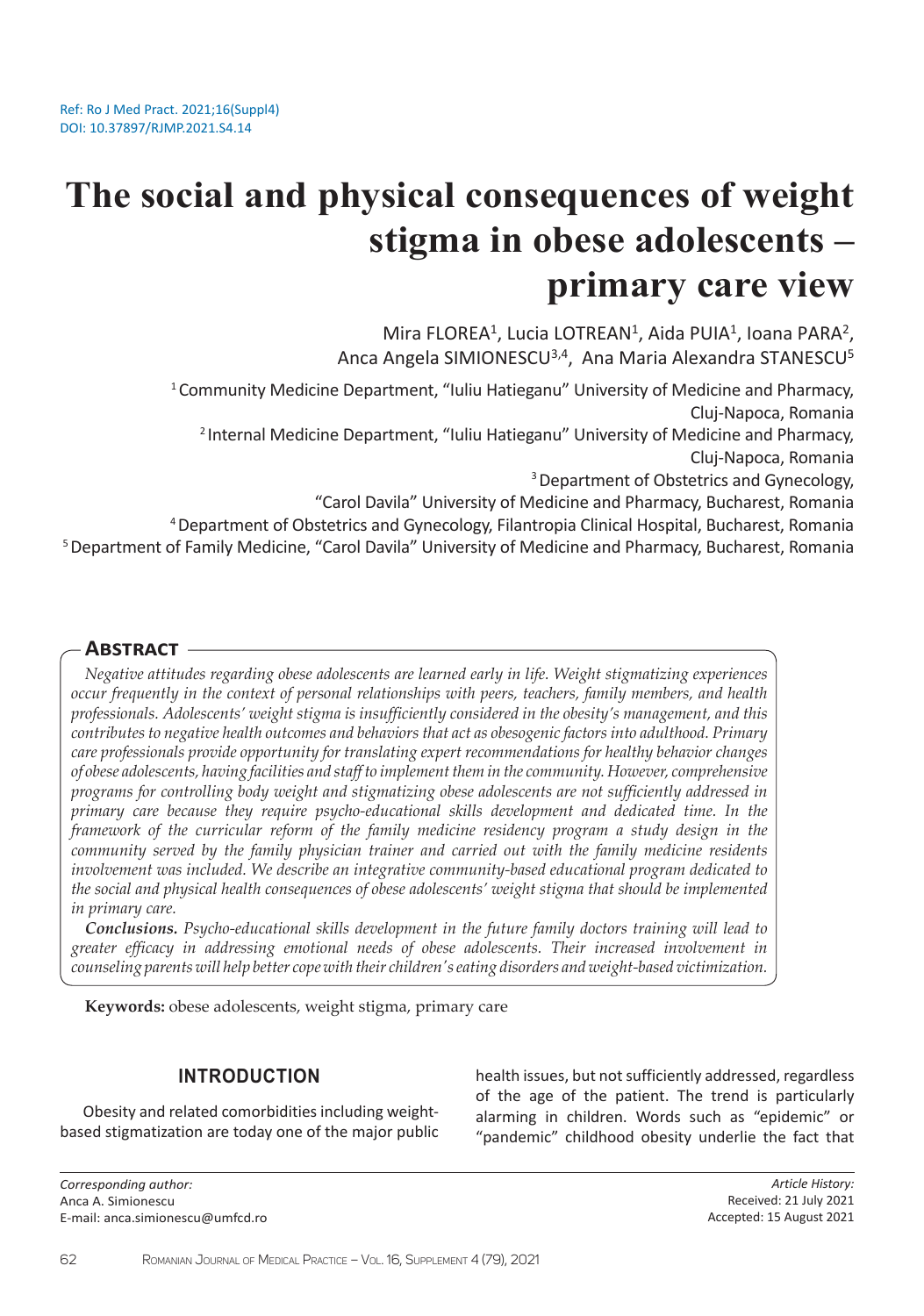Ref: Ro J Med Pract. 2021;16(Suppl4)
DOI: 10.37897/RJMP.2021.S4.14

# The social and physical consequences of weight stigma in obese adolescents – primary care view

Mira FLOREA[1], Lucia LOTREAN[1], Aida PUIA[1], Ioana PARA[2], Anca Angela SIMIONESCU[3,4], Ana Maria Alexandra STANESCU[5]

[1] Community Medicine Department, "Iuliu Hatieganu" University of Medicine and Pharmacy, Cluj-Napoca, Romania

[2] Internal Medicine Department, "Iuliu Hatieganu" University of Medicine and Pharmacy, Cluj-Napoca, Romania

[3] Department of Obstetrics and Gynecology, "Carol Davila" University of Medicine and Pharmacy, Bucharest, Romania

[4] Department of Obstetrics and Gynecology, Filantropia Clinical Hospital, Bucharest, Romania

[5] Department of Family Medicine, "Carol Davila" University of Medicine and Pharmacy, Bucharest, Romania

## Abstract

*Negative attitudes regarding obese adolescents are learned early in life. Weight stigmatizing experiences occur frequently in the context of personal relationships with peers, teachers, family members, and health professionals. Adolescents' weight stigma is insufficiently considered in the obesity's management, and this contributes to negative health outcomes and behaviors that act as obesogenic factors into adulthood. Primary care professionals provide opportunity for translating expert recommendations for healthy behavior changes of obese adolescents, having facilities and staff to implement them in the community. However, comprehensive programs for controlling body weight and stigmatizing obese adolescents are not sufficiently addressed in primary care because they require psycho-educational skills development and dedicated time. In the framework of the curricular reform of the family medicine residency program a study design in the community served by the family physician trainer and carried out with the family medicine residents involvement was included. We describe an integrative community-based educational program dedicated to the social and physical health consequences of obese adolescents' weight stigma that should be implemented in primary care.*

***Conclusions.*** *Psycho-educational skills development in the future family doctors training will lead to greater efficacy in addressing emotional needs of obese adolescents. Their increased involvement in counseling parents will help better cope with their children's eating disorders and weight-based victimization.*

**Keywords:** obese adolescents, weight stigma, primary care

## INTRODUCTION

Obesity and related comorbidities including weight-based stigmatization are today one of the major public health issues, but not sufficiently addressed, regardless of the age of the patient. The trend is particularly alarming in children. Words such as "epidemic" or "pandemic" childhood obesity underlie the fact that

*Corresponding author:*
Anca A. Simionescu
E-mail: anca.simionescu@umfcd.ro

*Article History:*
Received: 21 July 2021
Accepted: 15 August 2021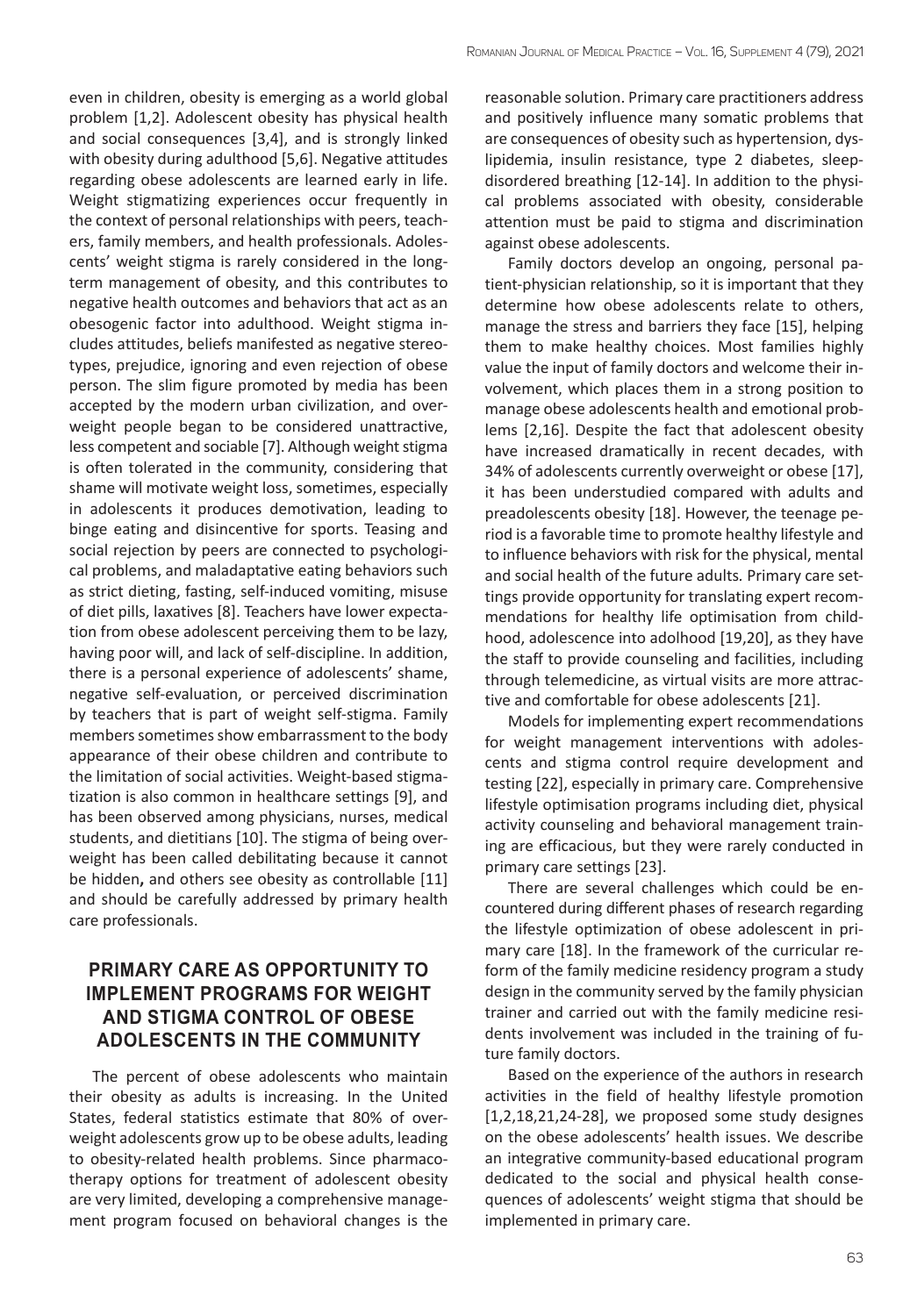even in children, obesity is emerging as a world global problem [1,2]. Adolescent obesity has physical health and social consequences [3,4], and is strongly linked with obesity during adulthood [5,6]. Negative attitudes regarding obese adolescents are learned early in life. Weight stigmatizing experiences occur frequently in the context of personal relationships with peers, teachers, family members, and health professionals. Adolescents' weight stigma is rarely considered in the long-term management of obesity, and this contributes to negative health outcomes and behaviors that act as an obesogenic factor into adulthood. Weight stigma includes attitudes, beliefs manifested as negative stereotypes, prejudice, ignoring and even rejection of obese person. The slim figure promoted by media has been accepted by the modern urban civilization, and overweight people began to be considered unattractive, less competent and sociable [7]. Although weight stigma is often tolerated in the community, considering that shame will motivate weight loss, sometimes, especially in adolescents it produces demotivation, leading to binge eating and disincentive for sports. Teasing and social rejection by peers are connected to psychological problems, and maladaptative eating behaviors such as strict dieting, fasting, self-induced vomiting, misuse of diet pills, laxatives [8]. Teachers have lower expectation from obese adolescent perceiving them to be lazy, having poor will, and lack of self-discipline. In addition, there is a personal experience of adolescents' shame, negative self-evaluation, or perceived discrimination by teachers that is part of weight self-stigma. Family members sometimes show embarrassment to the body appearance of their obese children and contribute to the limitation of social activities. Weight-based stigmatization is also common in healthcare settings [9], and has been observed among physicians, nurses, medical students, and dietitians [10]. The stigma of being overweight has been called debilitating because it cannot be hidden**,** and others see obesity as controllable [11] and should be carefully addressed by primary health care professionals.

## PRIMARY CARE AS OPPORTUNITY TO IMPLEMENT PROGRAMS FOR WEIGHT AND STIGMA CONTROL OF OBESE ADOLESCENTS IN THE COMMUNITY

The percent of obese adolescents who maintain their obesity as adults is increasing. In the United States, federal statistics estimate that 80% of overweight adolescents grow up to be obese adults, leading to obesity-related health problems. Since pharmacotherapy options for treatment of adolescent obesity are very limited, developing a comprehensive management program focused on behavioral changes is the reasonable solution. Primary care practitioners address and positively influence many somatic problems that are consequences of obesity such as hypertension, dyslipidemia, insulin resistance, type 2 diabetes, sleep-disordered breathing [12-14]. In addition to the physical problems associated with obesity, considerable attention must be paid to stigma and discrimination against obese adolescents.

Family doctors develop an ongoing, personal patient-physician relationship, so it is important that they determine how obese adolescents relate to others, manage the stress and barriers they face [15], helping them to make healthy choices. Most families highly value the input of family doctors and welcome their involvement, which places them in a strong position to manage obese adolescents health and emotional problems [2,16]. Despite the fact that adolescent obesity have increased dramatically in recent decades, with 34% of adolescents currently overweight or obese [17], it has been understudied compared with adults and preadolescents obesity [18]. However, the teenage period is a favorable time to promote healthy lifestyle and to influence behaviors with risk for the physical, mental and social health of the future adults*.* Primary care settings provide opportunity for translating expert recommendations for healthy life optimisation from childhood, adolescence into adolhood [19,20], as they have the staff to provide counseling and facilities, including through telemedicine, as virtual visits are more attractive and comfortable for obese adolescents [21].

Models for implementing expert recommendations for weight management interventions with adolescents and stigma control require development and testing [22], especially in primary care. Comprehensive lifestyle optimisation programs including diet, physical activity counseling and behavioral management training are efficacious, but they were rarely conducted in primary care settings [23].

There are several challenges which could be encountered during different phases of research regarding the lifestyle optimization of obese adolescent in primary care [18]. In the framework of the curricular reform of the family medicine residency program a study design in the community served by the family physician trainer and carried out with the family medicine residents involvement was included in the training of future family doctors.

Based on the experience of the authors in research activities in the field of healthy lifestyle promotion [1,2,18,21,24-28], we proposed some study designes on the obese adolescents' health issues. We describe an integrative community-based educational program dedicated to the social and physical health consequences of adolescents' weight stigma that should be implemented in primary care.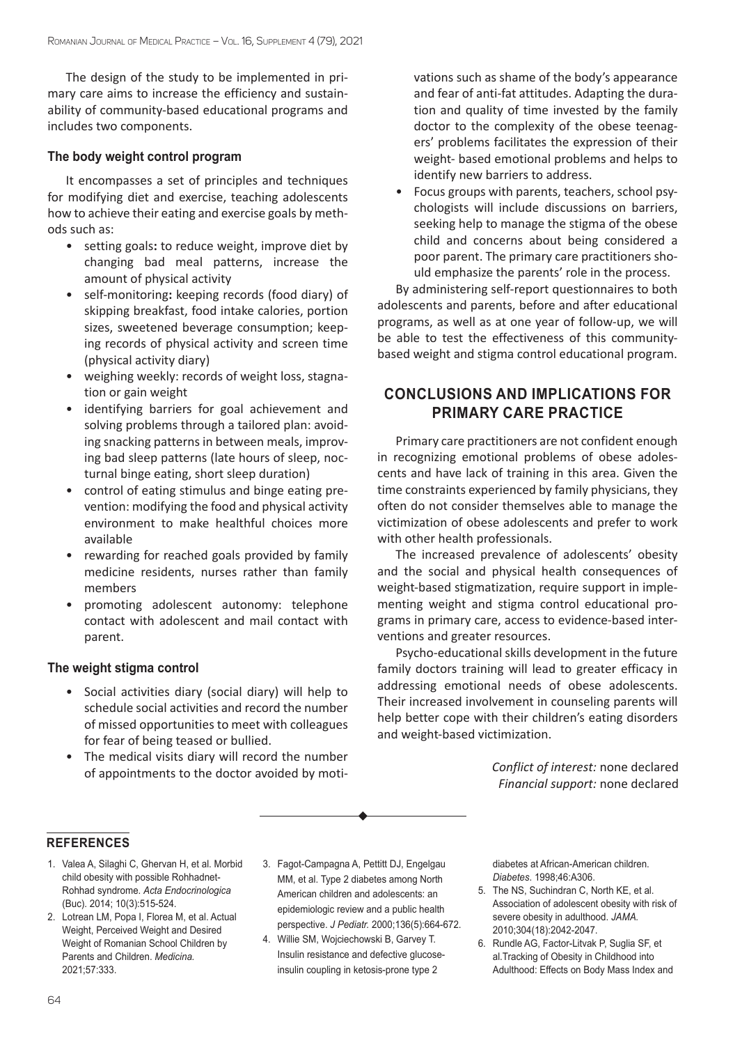The design of the study to be implemented in primary care aims to increase the efficiency and sustainability of community-based educational programs and includes two components.

### The body weight control program

It encompasses a set of principles and techniques for modifying diet and exercise, teaching adolescents how to achieve their eating and exercise goals by methods such as:

- setting goals**:** to reduce weight, improve diet by changing bad meal patterns, increase the amount of physical activity
- self-monitoring**:** keeping records (food diary) of skipping breakfast, food intake calories, portion sizes, sweetened beverage consumption; keeping records of physical activity and screen time (physical activity diary)
- weighing weekly: records of weight loss, stagnation or gain weight
- identifying barriers for goal achievement and solving problems through a tailored plan: avoiding snacking patterns in between meals, improving bad sleep patterns (late hours of sleep, nocturnal binge eating, short sleep duration)
- control of eating stimulus and binge eating prevention: modifying the food and physical activity environment to make healthful choices more available
- rewarding for reached goals provided by family medicine residents, nurses rather than family members
- promoting adolescent autonomy: telephone contact with adolescent and mail contact with parent.

### The weight stigma control

- Social activities diary (social diary) will help to schedule social activities and record the number of missed opportunities to meet with colleagues for fear of being teased or bullied.
- The medical visits diary will record the number of appointments to the doctor avoided by motivations such as shame of the body's appearance and fear of anti-fat attitudes. Adapting the duration and quality of time invested by the family doctor to the complexity of the obese teenagers' problems facilitates the expression of their weight- based emotional problems and helps to identify new barriers to address.
- Focus groups with parents, teachers, school psychologists will include discussions on barriers, seeking help to manage the stigma of the obese child and concerns about being considered a poor parent. The primary care practitioners should emphasize the parents' role in the process.

By administering self-report questionnaires to both adolescents and parents, before and after educational programs, as well as at one year of follow-up, we will be able to test the effectiveness of this community-based weight and stigma control educational program.

## CONCLUSIONS AND IMPLICATIONS FOR PRIMARY CARE PRACTICE

Primary care practitioners are not confident enough in recognizing emotional problems of obese adolescents and have lack of training in this area. Given the time constraints experienced by family physicians, they often do not consider themselves able to manage the victimization of obese adolescents and prefer to work with other health professionals.

The increased prevalence of adolescents' obesity and the social and physical health consequences of weight-based stigmatization, require support in implementing weight and stigma control educational programs in primary care, access to evidence-based interventions and greater resources.

Psycho-educational skills development in the future family doctors training will lead to greater efficacy in addressing emotional needs of obese adolescents. Their increased involvement in counseling parents will help better cope with their children's eating disorders and weight-based victimization.

*Conflict of interest:* none declared
*Financial support:* none declared

## REFERENCES

1. Valea A, Silaghi C, Ghervan H, et al. Morbid child obesity with possible Rohhadnet-Rohhad syndrome. *Acta Endocrinologica* (Buc). 2014; 10(3):515-524.
2. Lotrean LM, Popa I, Florea M, et al. Actual Weight, Perceived Weight and Desired Weight of Romanian School Children by Parents and Children. *Medicina.* 2021;57:333.
3. Fagot-Campagna A, Pettitt DJ, Engelgau MM, et al. Type 2 diabetes among North American children and adolescents: an epidemiologic review and a public health perspective. *J Pediatr.* 2000;136(5):664-672.
4. Willie SM, Wojciechowski B, Garvey T. Insulin resistance and defective glucose-insulin coupling in ketosis-prone type 2 diabetes at African-American children. *Diabetes.* 1998;46:A306.
5. The NS, Suchindran C, North KE, et al. Association of adolescent obesity with risk of severe obesity in adulthood. *JAMA.* 2010;304(18):2042-2047.
6. Rundle AG, Factor-Litvak P, Suglia SF, et al.Tracking of Obesity in Childhood into Adulthood: Effects on Body Mass Index and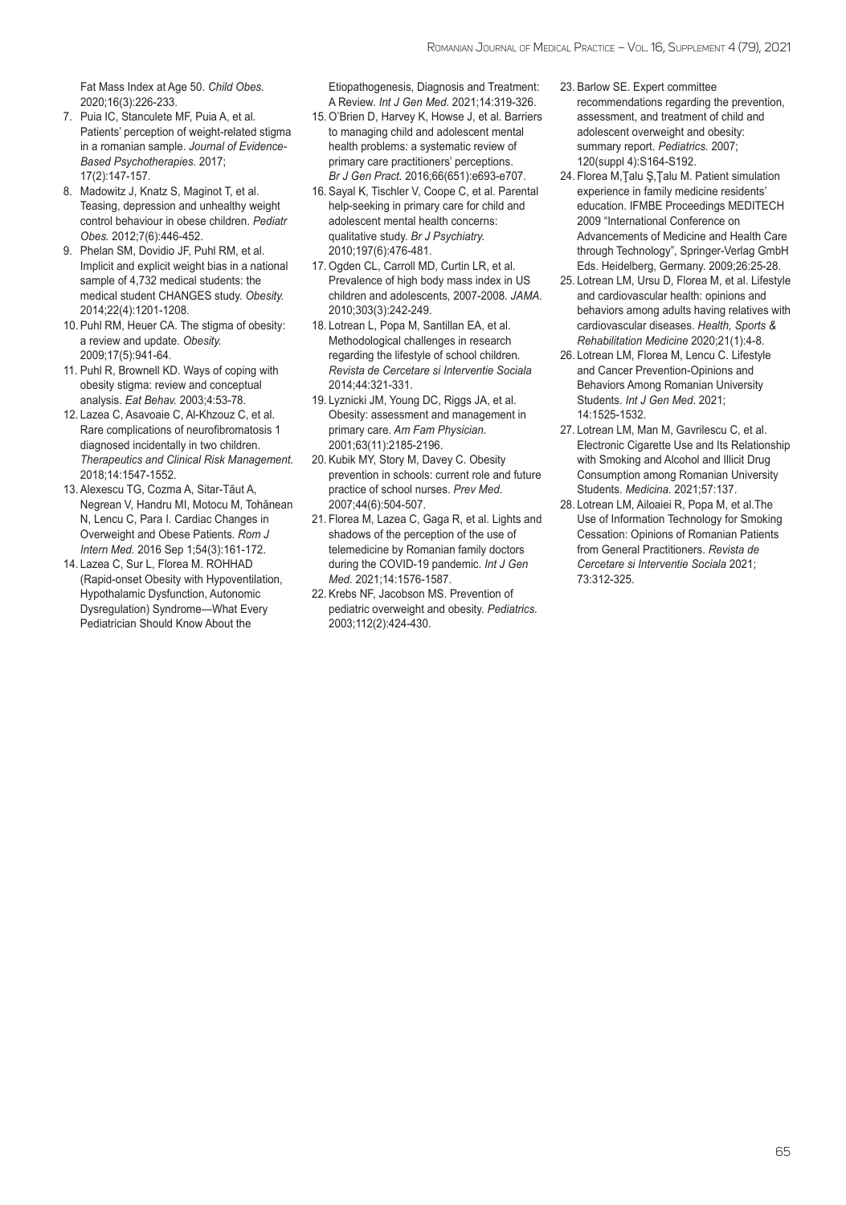Fat Mass Index at Age 50. *Child Obes.* 2020;16(3):226-233.

7. Puia IC, Stanculete MF, Puia A, et al. Patients' perception of weight-related stigma in a romanian sample. *Journal of Evidence-Based Psychotherapies.* 2017; 17(2):147-157.
8. Madowitz J, Knatz S, Maginot T, et al. Teasing, depression and unhealthy weight control behaviour in obese children. *Pediatr Obes.* 2012;7(6):446-452.
9. Phelan SM, Dovidio JF, Puhl RM, et al. Implicit and explicit weight bias in a national sample of 4,732 medical students: the medical student CHANGES study. *Obesity.* 2014;22(4):1201-1208.
10. Puhl RM, Heuer CA. The stigma of obesity: a review and update. *Obesity.* 2009;17(5):941-64.
11. Puhl R, Brownell KD. Ways of coping with obesity stigma: review and conceptual analysis. *Eat Behav.* 2003;4:53-78.
12. Lazea C, Asavoaie C, Al-Khzouz C, et al. Rare complications of neurofibromatosis 1 diagnosed incidentally in two children. *Therapeutics and Clinical Risk Management.* 2018;14:1547-1552.
13. Alexescu TG, Cozma A, Sitar-Tăut A, Negrean V, Handru MI, Motocu M, Tohănean N, Lencu C, Para I. Cardiac Changes in Overweight and Obese Patients. *Rom J Intern Med.* 2016 Sep 1;54(3):161-172.
14. Lazea C, Sur L, Florea M. ROHHAD (Rapid-onset Obesity with Hypoventilation, Hypothalamic Dysfunction, Autonomic Dysregulation) Syndrome—What Every Pediatrician Should Know About the Etiopathogenesis, Diagnosis and Treatment: A Review. *Int J Gen Med.* 2021;14:319-326.
15. O'Brien D, Harvey K, Howse J, et al. Barriers to managing child and adolescent mental health problems: a systematic review of primary care practitioners' perceptions. *Br J Gen Pract.* 2016;66(651):e693-e707.
16. Sayal K, Tischler V, Coope C, et al. Parental help-seeking in primary care for child and adolescent mental health concerns: qualitative study. *Br J Psychiatry.* 2010;197(6):476-481.
17. Ogden CL, Carroll MD, Curtin LR, et al. Prevalence of high body mass index in US children and adolescents, 2007-2008. *JAMA.* 2010;303(3):242-249.
18. Lotrean L, Popa M, Santillan EA, et al. Methodological challenges in research regarding the lifestyle of school children. *Revista de Cercetare si Interventie Sociala* 2014;44:321-331.
19. Lyznicki JM, Young DC, Riggs JA, et al. Obesity: assessment and management in primary care. *Am Fam Physician.* 2001;63(11):2185-2196.
20. Kubik MY, Story M, Davey C. Obesity prevention in schools: current role and future practice of school nurses. *Prev Med.* 2007;44(6):504-507.
21. Florea M, Lazea C, Gaga R, et al. Lights and shadows of the perception of the use of telemedicine by Romanian family doctors during the COVID-19 pandemic. *Int J Gen Med.* 2021;14:1576-1587.
22. Krebs NF, Jacobson MS. Prevention of pediatric overweight and obesity. *Pediatrics.* 2003;112(2):424-430.
23. Barlow SE. Expert committee recommendations regarding the prevention, assessment, and treatment of child and adolescent overweight and obesity: summary report. *Pediatrics.* 2007; 120(suppl 4):S164-S192.
24. Florea M,Ţalu Ş,Ţalu M. Patient simulation experience in family medicine residents' education. IFMBE Proceedings MEDITECH 2009 "International Conference on Advancements of Medicine and Health Care through Technology", Springer-Verlag GmbH Eds. Heidelberg, Germany. 2009;26:25-28.
25. Lotrean LM, Ursu D, Florea M, et al. Lifestyle and cardiovascular health: opinions and behaviors among adults having relatives with cardiovascular diseases. *Health, Sports & Rehabilitation Medicine* 2020;21(1):4-8.
26. Lotrean LM, Florea M, Lencu C. Lifestyle and Cancer Prevention-Opinions and Behaviors Among Romanian University Students. *Int J Gen Med*. 2021; 14:1525-1532.
27. Lotrean LM, Man M, Gavrilescu C, et al. Electronic Cigarette Use and Its Relationship with Smoking and Alcohol and Illicit Drug Consumption among Romanian University Students. *Medicina.* 2021;57:137.
28. Lotrean LM, Ailoaiei R, Popa M, et al.The Use of Information Technology for Smoking Cessation: Opinions of Romanian Patients from General Practitioners. *Revista de Cercetare si Interventie Sociala* 2021; 73:312-325.